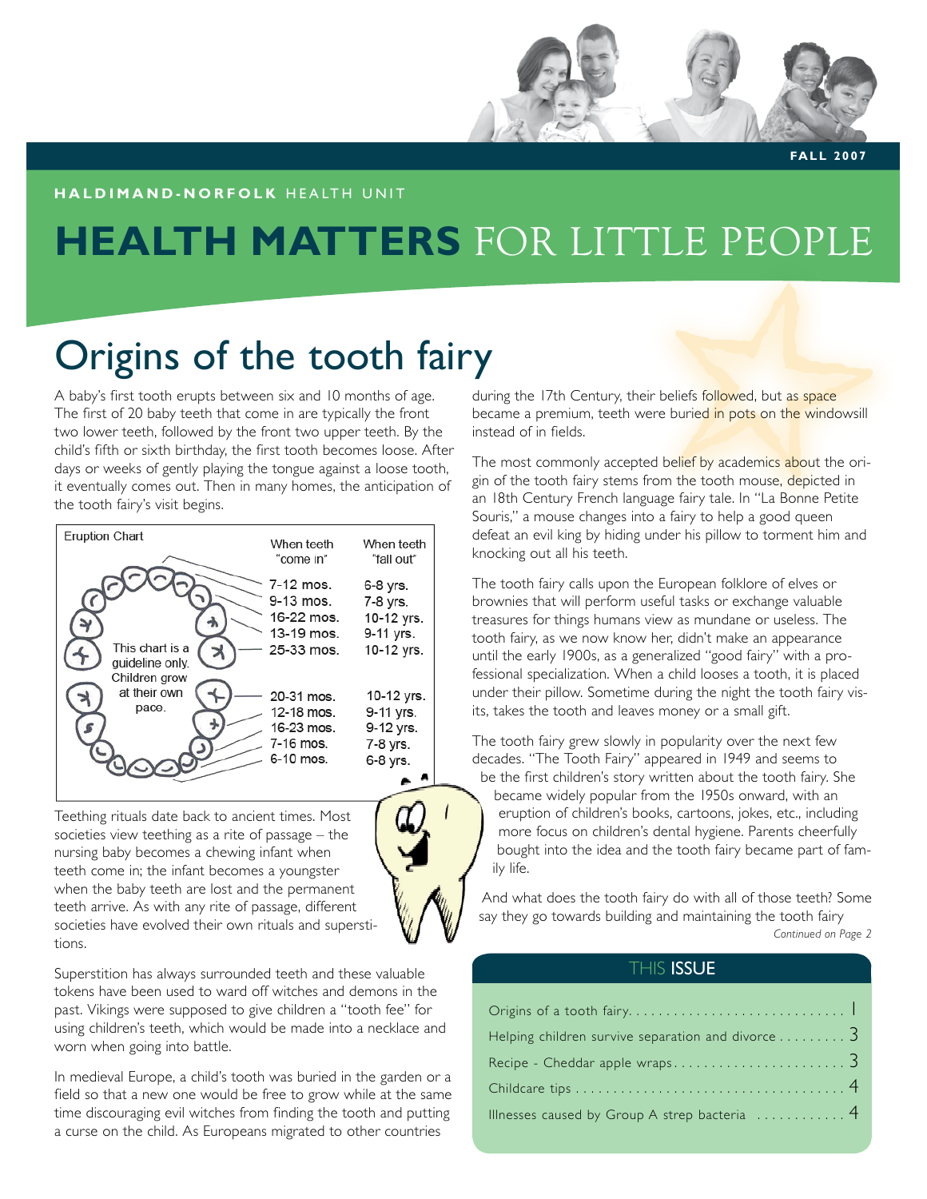FALL 2007

**HALDIMAND-NORFOLK** HEALTH UNIT

# HEALTH MATTERS FOR LITTLE PEOPLE

## Origins of the tooth fairy

A baby's first tooth erupts between six and 10 months of age. The first of 20 baby teeth that come in are typically the front two lower teeth, followed by the front two upper teeth. By the child's fifth or sixth birthday, the first tooth becomes loose. After days or weeks of gently playing the tongue against a loose tooth, it eventually comes out. Then in many homes, the anticipation of the tooth fairy's visit begins.

**Eruption Chart**

This chart is a guideline only. Children grow at their own pace.

| | When teeth "come in" | When teeth "fall out" |
|---|---|---|
| Upper | 7-12 mos. | 6-8 yrs. |
| | 9-13 mos. | 7-8 yrs. |
| | 16-22 mos. | 10-12 yrs. |
| | 13-19 mos. | 9-11 yrs. |
| | 25-33 mos. | 10-12 yrs. |
| Lower | 20-31 mos. | 10-12 yrs. |
| | 12-18 mos. | 9-11 yrs. |
| | 16-23 mos. | 9-12 yrs. |
| | 7-16 mos. | 7-8 yrs. |
| | 6-10 mos. | 6-8 yrs. |

Teething rituals date back to ancient times. Most societies view teething as a rite of passage – the nursing baby becomes a chewing infant when teeth come in; the infant becomes a youngster when the baby teeth are lost and the permanent teeth arrive. As with any rite of passage, different societies have evolved their own rituals and superstitions.

Superstition has always surrounded teeth and these valuable tokens have been used to ward off witches and demons in the past. Vikings were supposed to give children a "tooth fee" for using children's teeth, which would be made into a necklace and worn when going into battle.

In medieval Europe, a child's tooth was buried in the garden or a field so that a new one would be free to grow while at the same time discouraging evil witches from finding the tooth and putting a curse on the child. As Europeans migrated to other countries during the 17th Century, their beliefs followed, but as space became a premium, teeth were buried in pots on the windowsill instead of in fields.

The most commonly accepted belief by academics about the origin of the tooth fairy stems from the tooth mouse, depicted in an 18th Century French language fairy tale. In "La Bonne Petite Souris," a mouse changes into a fairy to help a good queen defeat an evil king by hiding under his pillow to torment him and knocking out all his teeth.

The tooth fairy calls upon the European folklore of elves or brownies that will perform useful tasks or exchange valuable treasures for things humans view as mundane or useless. The tooth fairy, as we now know her, didn't make an appearance until the early 1900s, as a generalized "good fairy" with a professional specialization. When a child looses a tooth, it is placed under their pillow. Sometime during the night the tooth fairy visits, takes the tooth and leaves money or a small gift.

The tooth fairy grew slowly in popularity over the next few decades. "The Tooth Fairy" appeared in 1949 and seems to be the first children's story written about the tooth fairy. She became widely popular from the 1950s onward, with an eruption of children's books, cartoons, jokes, etc., including more focus on children's dental hygiene. Parents cheerfully bought into the idea and the tooth fairy became part of family life.

And what does the tooth fairy do with all of those teeth? Some say they go towards building and maintaining the tooth fairy

*Continued on Page 2*

### THIS ISSUE

- Origins of a tooth fairy .......... 1
- Helping children survive separation and divorce .......... 3
- Recipe - Cheddar apple wraps .......... 3
- Childcare tips .......... 4
- Illnesses caused by Group A strep bacteria .......... 4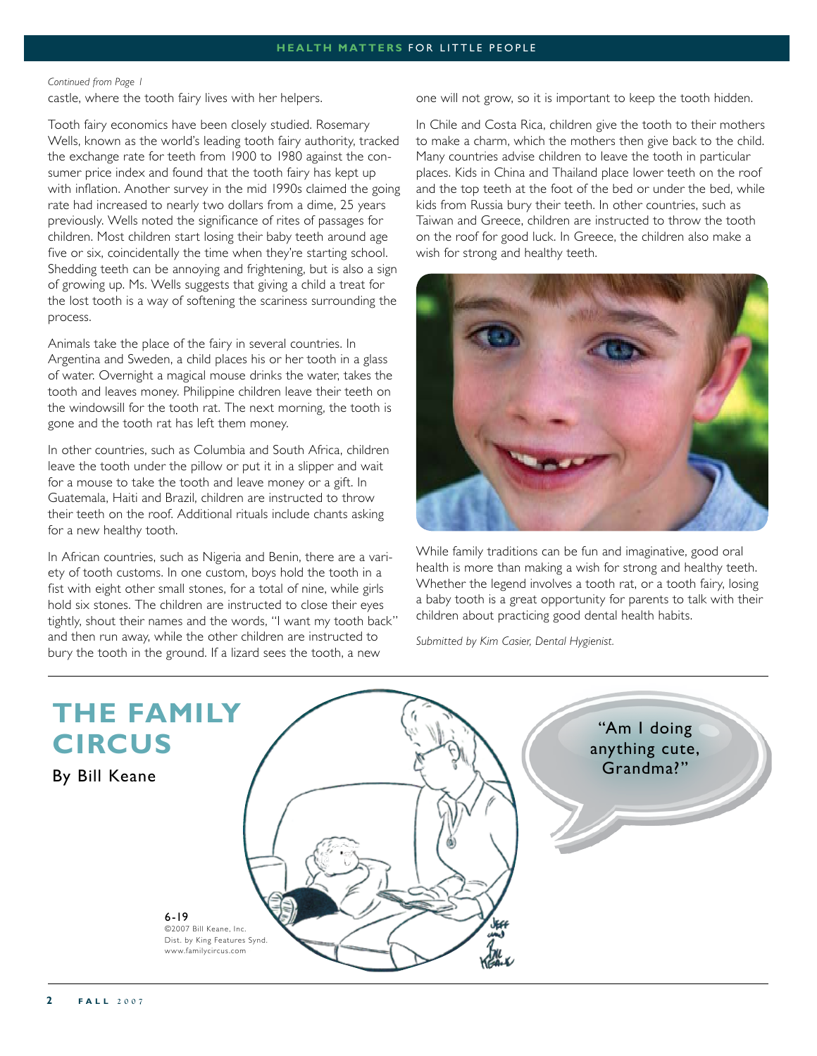*Continued from Page 1*

castle, where the tooth fairy lives with her helpers.

Tooth fairy economics have been closely studied. Rosemary Wells, known as the world's leading tooth fairy authority, tracked the exchange rate for teeth from 1900 to 1980 against the consumer price index and found that the tooth fairy has kept up with inflation. Another survey in the mid 1990s claimed the going rate had increased to nearly two dollars from a dime, 25 years previously. Wells noted the significance of rites of passages for children. Most children start losing their baby teeth around age five or six, coincidentally the time when they're starting school. Shedding teeth can be annoying and frightening, but is also a sign of growing up. Ms. Wells suggests that giving a child a treat for the lost tooth is a way of softening the scariness surrounding the process.

Animals take the place of the fairy in several countries. In Argentina and Sweden, a child places his or her tooth in a glass of water. Overnight a magical mouse drinks the water, takes the tooth and leaves money. Philippine children leave their teeth on the windowsill for the tooth rat. The next morning, the tooth is gone and the tooth rat has left them money.

In other countries, such as Columbia and South Africa, children leave the tooth under the pillow or put it in a slipper and wait for a mouse to take the tooth and leave money or a gift. In Guatemala, Haiti and Brazil, children are instructed to throw their teeth on the roof. Additional rituals include chants asking for a new healthy tooth.

In African countries, such as Nigeria and Benin, there are a variety of tooth customs. In one custom, boys hold the tooth in a fist with eight other small stones, for a total of nine, while girls hold six stones. The children are instructed to close their eyes tightly, shout their names and the words, "I want my tooth back" and then run away, while the other children are instructed to bury the tooth in the ground. If a lizard sees the tooth, a new one will not grow, so it is important to keep the tooth hidden.

In Chile and Costa Rica, children give the tooth to their mothers to make a charm, which the mothers then give back to the child. Many countries advise children to leave the tooth in particular places. Kids in China and Thailand place lower teeth on the roof and the top teeth at the foot of the bed or under the bed, while kids from Russia bury their teeth. In other countries, such as Taiwan and Greece, children are instructed to throw the tooth on the roof for good luck. In Greece, the children also make a wish for strong and healthy teeth.

While family traditions can be fun and imaginative, good oral health is more than making a wish for strong and healthy teeth. Whether the legend involves a tooth rat, or a tooth fairy, losing a baby tooth is a great opportunity for parents to talk with their children about practicing good dental health habits.

*Submitted by Kim Casier, Dental Hygienist.*

## THE FAMILY CIRCUS

By Bill Keane

"Am I doing anything cute, Grandma?"

6-19
©2007 Bill Keane, Inc.
Dist. by King Features Synd.
www.familycircus.com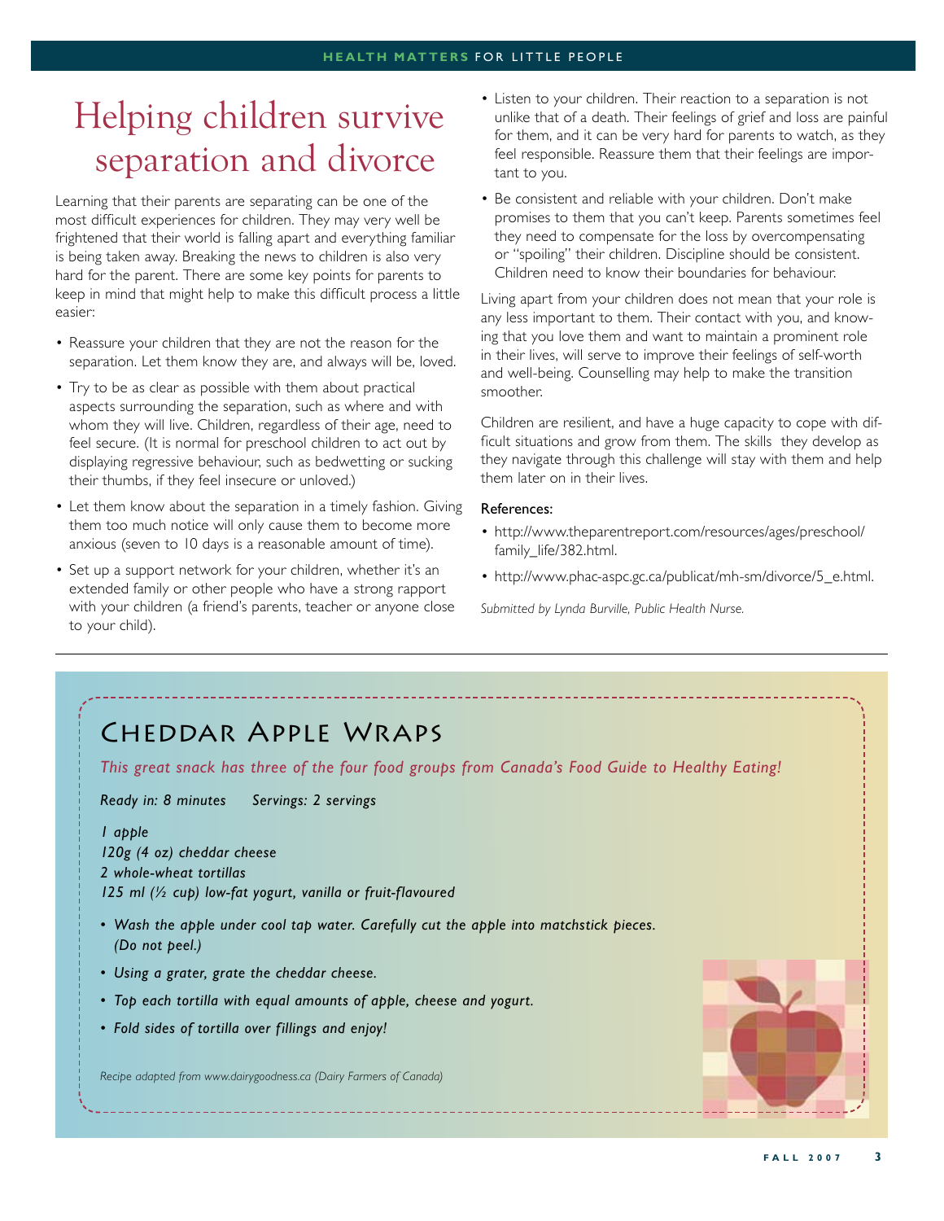# Helping children survive separation and divorce

Learning that their parents are separating can be one of the most difficult experiences for children. They may very well be frightened that their world is falling apart and everything familiar is being taken away. Breaking the news to children is also very hard for the parent. There are some key points for parents to keep in mind that might help to make this difficult process a little easier:

- Reassure your children that they are not the reason for the separation. Let them know they are, and always will be, loved.
- Try to be as clear as possible with them about practical aspects surrounding the separation, such as where and with whom they will live. Children, regardless of their age, need to feel secure. (It is normal for preschool children to act out by displaying regressive behaviour, such as bedwetting or sucking their thumbs, if they feel insecure or unloved.)
- Let them know about the separation in a timely fashion. Giving them too much notice will only cause them to become more anxious (seven to 10 days is a reasonable amount of time).
- Set up a support network for your children, whether it's an extended family or other people who have a strong rapport with your children (a friend's parents, teacher or anyone close to your child).
- Listen to your children. Their reaction to a separation is not unlike that of a death. Their feelings of grief and loss are painful for them, and it can be very hard for parents to watch, as they feel responsible. Reassure them that their feelings are important to you.
- Be consistent and reliable with your children. Don't make promises to them that you can't keep. Parents sometimes feel they need to compensate for the loss by overcompensating or "spoiling" their children. Discipline should be consistent. Children need to know their boundaries for behaviour.

Living apart from your children does not mean that your role is any less important to them. Their contact with you, and knowing that you love them and want to maintain a prominent role in their lives, will serve to improve their feelings of self-worth and well-being. Counselling may help to make the transition smoother.

Children are resilient, and have a huge capacity to cope with difficult situations and grow from them. The skills they develop as they navigate through this challenge will stay with them and help them later on in their lives.

**References:**

- http://www.theparentreport.com/resources/ages/preschool/family_life/382.html.
- http://www.phac-aspc.gc.ca/publicat/mh-sm/divorce/5_e.html.

*Submitted by Lynda Burville, Public Health Nurse.*

## Cheddar Apple Wraps

*This great snack has three of the four food groups from Canada's Food Guide to Healthy Eating!*

*Ready in: 8 minutes   Servings: 2 servings*

*1 apple*
*120g (4 oz) cheddar cheese*
*2 whole-wheat tortillas*
*125 ml (½ cup) low-fat yogurt, vanilla or fruit-flavoured*

- *Wash the apple under cool tap water. Carefully cut the apple into matchstick pieces. (Do not peel.)*
- *Using a grater, grate the cheddar cheese.*
- *Top each tortilla with equal amounts of apple, cheese and yogurt.*
- *Fold sides of tortilla over fillings and enjoy!*

*Recipe adapted from www.dairygoodness.ca (Dairy Farmers of Canada)*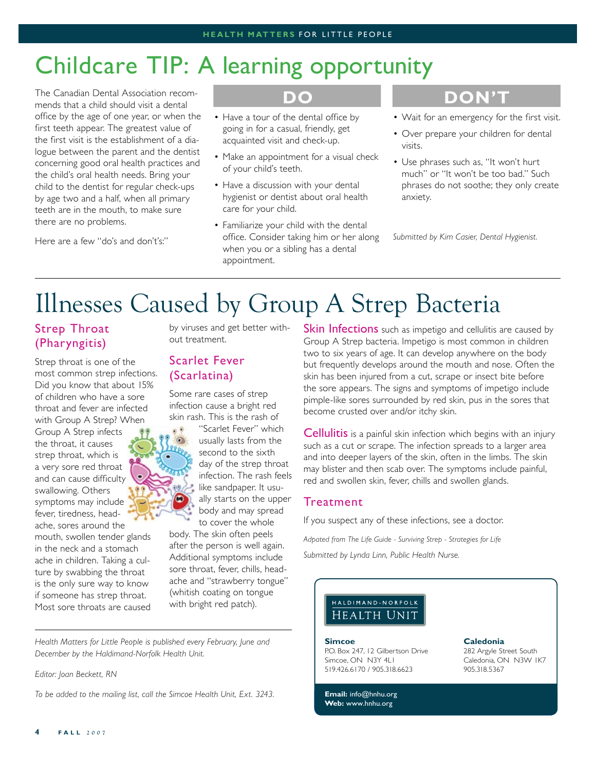# Childcare TIP: A learning opportunity

The Canadian Dental Association recommends that a child should visit a dental office by the age of one year, or when the first teeth appear. The greatest value of the first visit is the establishment of a dialogue between the parent and the dentist concerning good oral health practices and the child's oral health needs. Bring your child to the dentist for regular check-ups by age two and a half, when all primary teeth are in the mouth, to make sure there are no problems.

Here are a few "do's and don't's:"

## DO

- Have a tour of the dental office by going in for a casual, friendly, get acquainted visit and check-up.
- Make an appointment for a visual check of your child's teeth.
- Have a discussion with your dental hygienist or dentist about oral health care for your child.
- Familiarize your child with the dental office. Consider taking him or her along when you or a sibling has a dental appointment.

## DON'T

- Wait for an emergency for the first visit.
- Over prepare your children for dental visits.
- Use phrases such as, "It won't hurt much" or "It won't be too bad." Such phrases do not soothe; they only create anxiety.

*Submitted by Kim Casier, Dental Hygienist.*

# Illnesses Caused by Group A Strep Bacteria

## Strep Throat (Pharyngitis)

Strep throat is one of the most common strep infections. Did you know that about 15% of children who have a sore throat and fever are infected with Group A Strep? When Group A Strep infects the throat, it causes strep throat, which is a very sore red throat and can cause difficulty swallowing. Others symptoms may include fever, tiredness, headache, sores around the mouth, swollen tender glands in the neck and a stomach ache in children. Taking a culture by swabbing the throat is the only sure way to know if someone has strep throat. Most sore throats are caused by viruses and get better without treatment.

## Scarlet Fever (Scarlatina)

Some rare cases of strep infection cause a bright red skin rash. This is the rash of "Scarlet Fever" which usually lasts from the second to the sixth day of the strep throat infection. The rash feels like sandpaper. It usually starts on the upper body and may spread to cover the whole body. The skin often peels after the person is well again. Additional symptoms include sore throat, fever, chills, headache and "strawberry tongue" (whitish coating on tongue with bright red patch).

**Skin Infections** such as impetigo and cellulitis are caused by Group A Strep bacteria. Impetigo is most common in children two to six years of age. It can develop anywhere on the body but frequently develops around the mouth and nose. Often the skin has been injured from a cut, scrape or insect bite before the sore appears. The signs and symptoms of impetigo include pimple-like sores surrounded by red skin, pus in the sores that become crusted over and/or itchy skin.

**Cellulitis** is a painful skin infection which begins with an injury such as a cut or scrape. The infection spreads to a larger area and into deeper layers of the skin, often in the limbs. The skin may blister and then scab over. The symptoms include painful, red and swollen skin, fever, chills and swollen glands.

## Treatment

If you suspect any of these infections, see a doctor.

*Adpated from The Life Guide - Surviving Strep - Strategies for Life*

*Submitted by Lynda Linn, Public Health Nurse.*

---

*Health Matters for Little People is published every February, June and December by the Haldimand-Norfolk Health Unit.*

*Editor: Joan Beckett, RN*

*To be added to the mailing list, call the Simcoe Health Unit, Ext. 3243.*

HALDIMAND-NORFOLK HEALTH UNIT

**Simcoe**
P.O. Box 247, 12 Gilbertson Drive
Simcoe, ON N3Y 4L1
519.426.6170 / 905.318.6623

**Caledonia**
282 Argyle Street South
Caledonia, ON N3W 1K7
905.318.5367

**Email:** info@hnhu.org
**Web:** www.hnhu.org